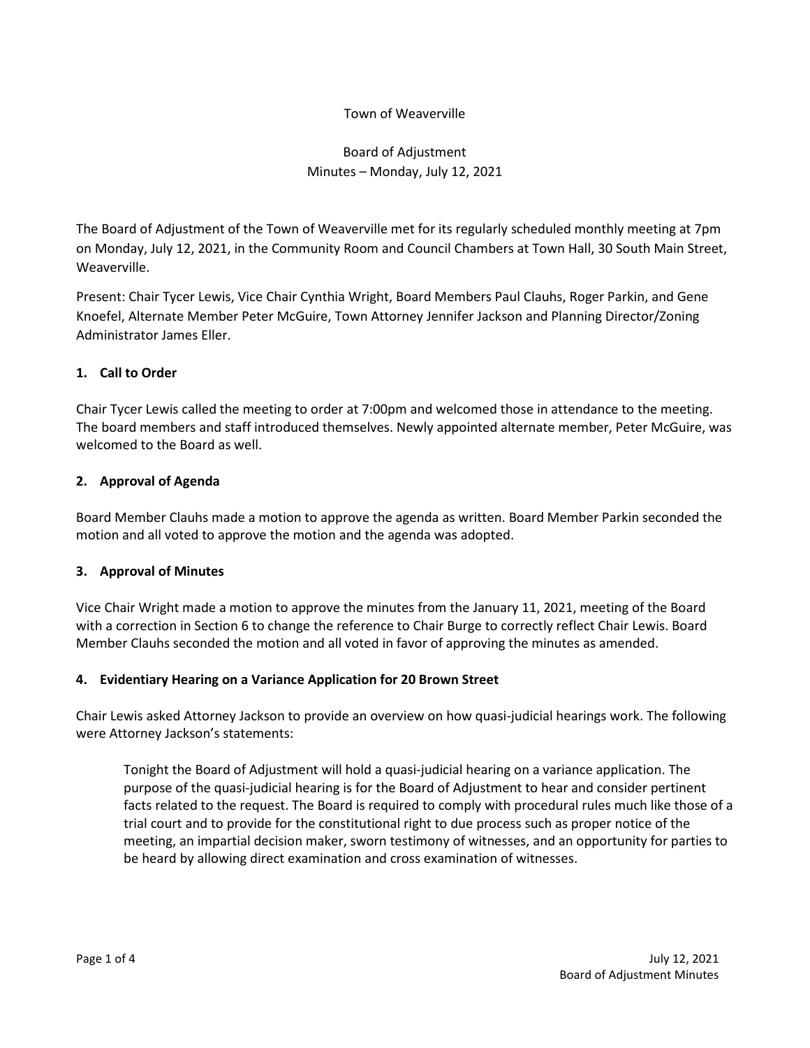Town of Weaverville

Board of Adjustment
Minutes – Monday, July 12, 2021

The Board of Adjustment of the Town of Weaverville met for its regularly scheduled monthly meeting at 7pm on Monday, July 12, 2021, in the Community Room and Council Chambers at Town Hall, 30 South Main Street, Weaverville.

Present: Chair Tycer Lewis, Vice Chair Cynthia Wright, Board Members Paul Clauhs, Roger Parkin, and Gene Knoefel, Alternate Member Peter McGuire, Town Attorney Jennifer Jackson and Planning Director/Zoning Administrator James Eller.

## 1. Call to Order

Chair Tycer Lewis called the meeting to order at 7:00pm and welcomed those in attendance to the meeting. The board members and staff introduced themselves. Newly appointed alternate member, Peter McGuire, was welcomed to the Board as well.

## 2. Approval of Agenda

Board Member Clauhs made a motion to approve the agenda as written. Board Member Parkin seconded the motion and all voted to approve the motion and the agenda was adopted.

## 3. Approval of Minutes

Vice Chair Wright made a motion to approve the minutes from the January 11, 2021, meeting of the Board with a correction in Section 6 to change the reference to Chair Burge to correctly reflect Chair Lewis. Board Member Clauhs seconded the motion and all voted in favor of approving the minutes as amended.

## 4. Evidentiary Hearing on a Variance Application for 20 Brown Street

Chair Lewis asked Attorney Jackson to provide an overview on how quasi-judicial hearings work. The following were Attorney Jackson's statements:

> Tonight the Board of Adjustment will hold a quasi-judicial hearing on a variance application. The purpose of the quasi-judicial hearing is for the Board of Adjustment to hear and consider pertinent facts related to the request. The Board is required to comply with procedural rules much like those of a trial court and to provide for the constitutional right to due process such as proper notice of the meeting, an impartial decision maker, sworn testimony of witnesses, and an opportunity for parties to be heard by allowing direct examination and cross examination of witnesses.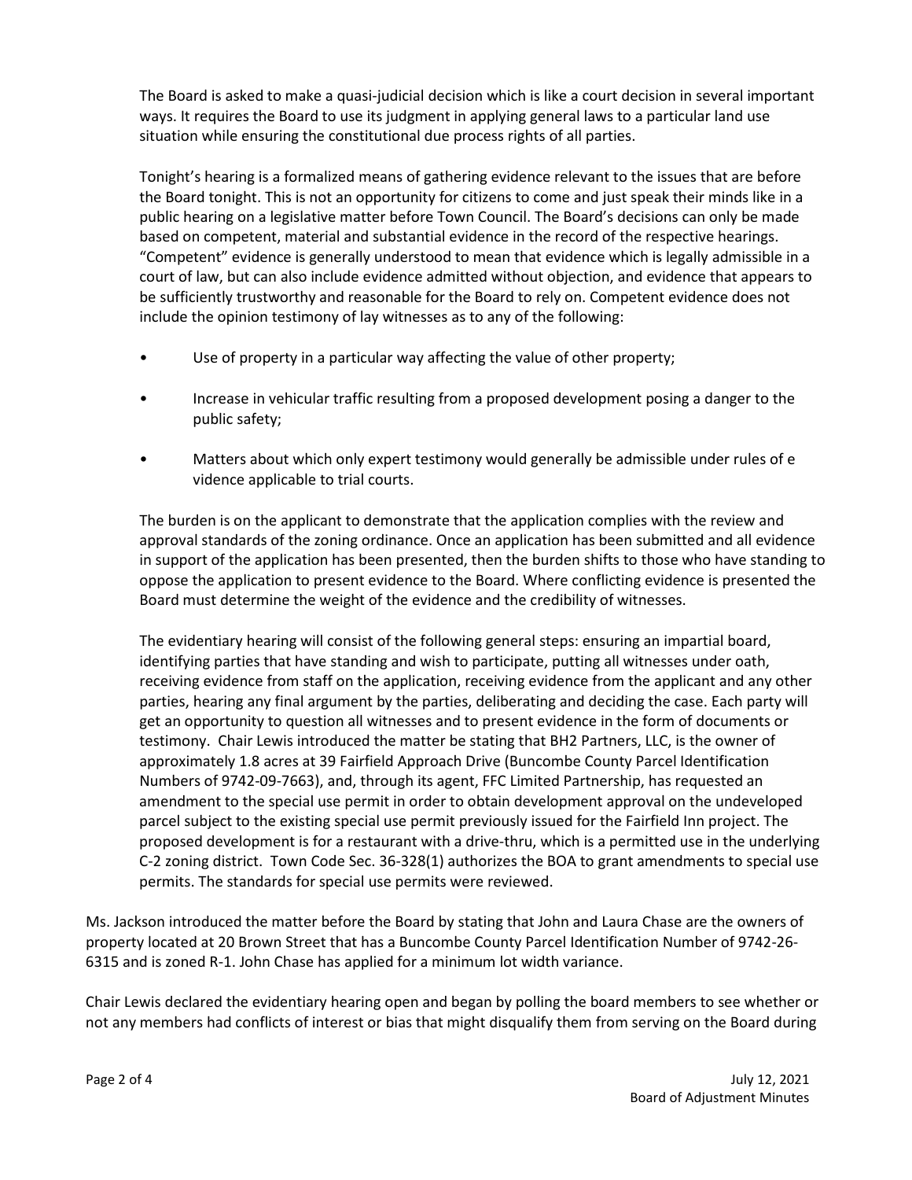The Board is asked to make a quasi-judicial decision which is like a court decision in several important ways. It requires the Board to use its judgment in applying general laws to a particular land use situation while ensuring the constitutional due process rights of all parties.

Tonight's hearing is a formalized means of gathering evidence relevant to the issues that are before the Board tonight. This is not an opportunity for citizens to come and just speak their minds like in a public hearing on a legislative matter before Town Council. The Board's decisions can only be made based on competent, material and substantial evidence in the record of the respective hearings. "Competent" evidence is generally understood to mean that evidence which is legally admissible in a court of law, but can also include evidence admitted without objection, and evidence that appears to be sufficiently trustworthy and reasonable for the Board to rely on. Competent evidence does not include the opinion testimony of lay witnesses as to any of the following:

- Use of property in a particular way affecting the value of other property;
- Increase in vehicular traffic resulting from a proposed development posing a danger to the public safety;
- Matters about which only expert testimony would generally be admissible under rules of e vidence applicable to trial courts.

The burden is on the applicant to demonstrate that the application complies with the review and approval standards of the zoning ordinance. Once an application has been submitted and all evidence in support of the application has been presented, then the burden shifts to those who have standing to oppose the application to present evidence to the Board. Where conflicting evidence is presented the Board must determine the weight of the evidence and the credibility of witnesses.

The evidentiary hearing will consist of the following general steps: ensuring an impartial board, identifying parties that have standing and wish to participate, putting all witnesses under oath, receiving evidence from staff on the application, receiving evidence from the applicant and any other parties, hearing any final argument by the parties, deliberating and deciding the case. Each party will get an opportunity to question all witnesses and to present evidence in the form of documents or testimony. Chair Lewis introduced the matter be stating that BH2 Partners, LLC, is the owner of approximately 1.8 acres at 39 Fairfield Approach Drive (Buncombe County Parcel Identification Numbers of 9742-09-7663), and, through its agent, FFC Limited Partnership, has requested an amendment to the special use permit in order to obtain development approval on the undeveloped parcel subject to the existing special use permit previously issued for the Fairfield Inn project. The proposed development is for a restaurant with a drive-thru, which is a permitted use in the underlying C-2 zoning district. Town Code Sec. 36-328(1) authorizes the BOA to grant amendments to special use permits. The standards for special use permits were reviewed.

Ms. Jackson introduced the matter before the Board by stating that John and Laura Chase are the owners of property located at 20 Brown Street that has a Buncombe County Parcel Identification Number of 9742-26-6315 and is zoned R-1. John Chase has applied for a minimum lot width variance.

Chair Lewis declared the evidentiary hearing open and began by polling the board members to see whether or not any members had conflicts of interest or bias that might disqualify them from serving on the Board during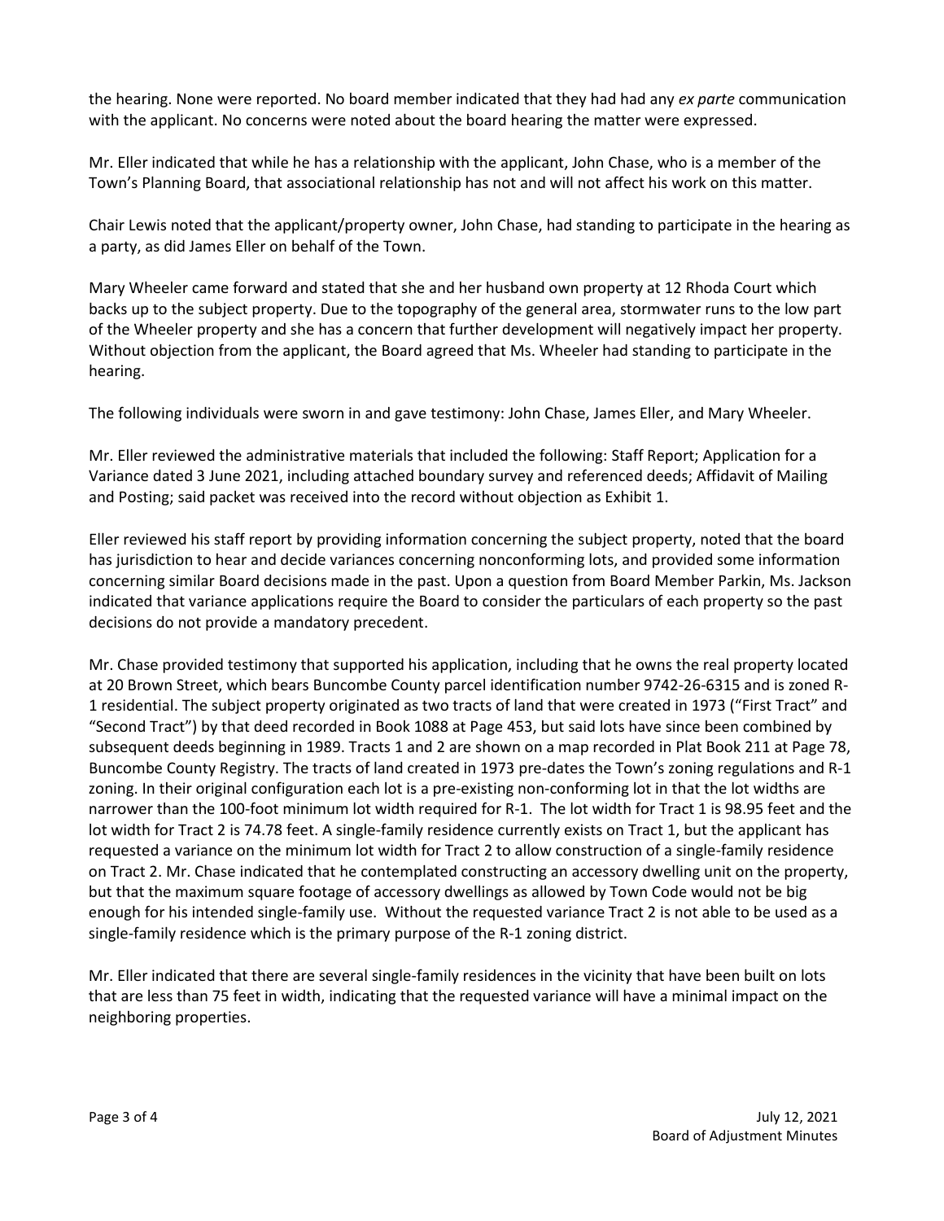the hearing. None were reported. No board member indicated that they had had any *ex parte* communication with the applicant. No concerns were noted about the board hearing the matter were expressed.

Mr. Eller indicated that while he has a relationship with the applicant, John Chase, who is a member of the Town's Planning Board, that associational relationship has not and will not affect his work on this matter.

Chair Lewis noted that the applicant/property owner, John Chase, had standing to participate in the hearing as a party, as did James Eller on behalf of the Town.

Mary Wheeler came forward and stated that she and her husband own property at 12 Rhoda Court which backs up to the subject property. Due to the topography of the general area, stormwater runs to the low part of the Wheeler property and she has a concern that further development will negatively impact her property. Without objection from the applicant, the Board agreed that Ms. Wheeler had standing to participate in the hearing.

The following individuals were sworn in and gave testimony: John Chase, James Eller, and Mary Wheeler.

Mr. Eller reviewed the administrative materials that included the following: Staff Report; Application for a Variance dated 3 June 2021, including attached boundary survey and referenced deeds; Affidavit of Mailing and Posting; said packet was received into the record without objection as Exhibit 1.

Eller reviewed his staff report by providing information concerning the subject property, noted that the board has jurisdiction to hear and decide variances concerning nonconforming lots, and provided some information concerning similar Board decisions made in the past. Upon a question from Board Member Parkin, Ms. Jackson indicated that variance applications require the Board to consider the particulars of each property so the past decisions do not provide a mandatory precedent.

Mr. Chase provided testimony that supported his application, including that he owns the real property located at 20 Brown Street, which bears Buncombe County parcel identification number 9742-26-6315 and is zoned R-1 residential. The subject property originated as two tracts of land that were created in 1973 ("First Tract" and "Second Tract") by that deed recorded in Book 1088 at Page 453, but said lots have since been combined by subsequent deeds beginning in 1989. Tracts 1 and 2 are shown on a map recorded in Plat Book 211 at Page 78, Buncombe County Registry. The tracts of land created in 1973 pre-dates the Town's zoning regulations and R-1 zoning. In their original configuration each lot is a pre-existing non-conforming lot in that the lot widths are narrower than the 100-foot minimum lot width required for R-1. The lot width for Tract 1 is 98.95 feet and the lot width for Tract 2 is 74.78 feet. A single-family residence currently exists on Tract 1, but the applicant has requested a variance on the minimum lot width for Tract 2 to allow construction of a single-family residence on Tract 2. Mr. Chase indicated that he contemplated constructing an accessory dwelling unit on the property, but that the maximum square footage of accessory dwellings as allowed by Town Code would not be big enough for his intended single-family use. Without the requested variance Tract 2 is not able to be used as a single-family residence which is the primary purpose of the R-1 zoning district.

Mr. Eller indicated that there are several single-family residences in the vicinity that have been built on lots that are less than 75 feet in width, indicating that the requested variance will have a minimal impact on the neighboring properties.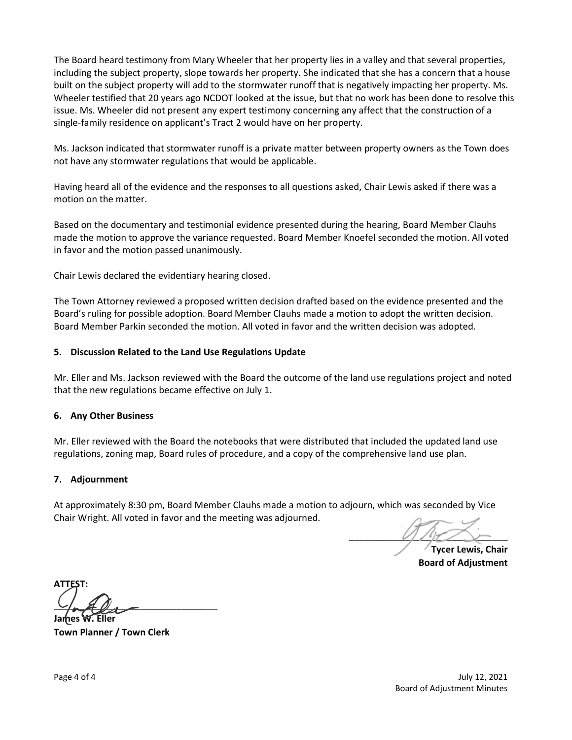The Board heard testimony from Mary Wheeler that her property lies in a valley and that several properties, including the subject property, slope towards her property. She indicated that she has a concern that a house built on the subject property will add to the stormwater runoff that is negatively impacting her property. Ms. Wheeler testified that 20 years ago NCDOT looked at the issue, but that no work has been done to resolve this issue. Ms. Wheeler did not present any expert testimony concerning any affect that the construction of a single-family residence on applicant's Tract 2 would have on her property.

Ms. Jackson indicated that stormwater runoff is a private matter between property owners as the Town does not have any stormwater regulations that would be applicable.

Having heard all of the evidence and the responses to all questions asked, Chair Lewis asked if there was a motion on the matter.

Based on the documentary and testimonial evidence presented during the hearing, Board Member Clauhs made the motion to approve the variance requested. Board Member Knoefel seconded the motion. All voted in favor and the motion passed unanimously.

Chair Lewis declared the evidentiary hearing closed.

The Town Attorney reviewed a proposed written decision drafted based on the evidence presented and the Board's ruling for possible adoption. Board Member Clauhs made a motion to adopt the written decision. Board Member Parkin seconded the motion. All voted in favor and the written decision was adopted.

**5. Discussion Related to the Land Use Regulations Update**

Mr. Eller and Ms. Jackson reviewed with the Board the outcome of the land use regulations project and noted that the new regulations became effective on July 1.

**6. Any Other Business**

Mr. Eller reviewed with the Board the notebooks that were distributed that included the updated land use regulations, zoning map, Board rules of procedure, and a copy of the comprehensive land use plan.

**7. Adjournment**

At approximately 8:30 pm, Board Member Clauhs made a motion to adjourn, which was seconded by Vice Chair Wright. All voted in favor and the meeting was adjourned.

\_\_\_\_\_\_\_\_\_\_\_\_\_\_\_\_\_\_\_\_\_\_\_\_\_\_\_\_\_\_
**Tycer Lewis, Chair**
**Board of Adjustment**

**ATTEST:**

\_\_\_\_\_\_\_\_\_\_\_\_\_\_\_\_\_\_\_\_\_\_\_\_\_\_\_\_\_\_
**James W. Eller**
**Town Planner / Town Clerk**